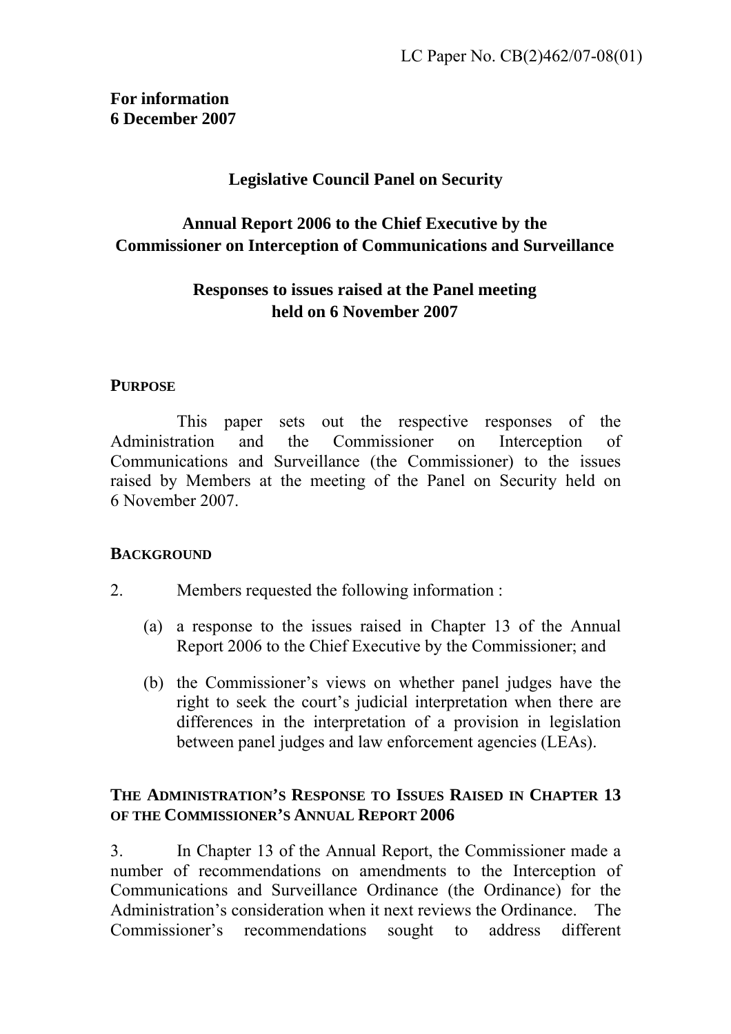LC Paper No. CB(2)462/07-08(01)

**For information**
**6 December 2007**

## Legislative Council Panel on Security

## Annual Report 2006 to the Chief Executive by the Commissioner on Interception of Communications and Surveillance

### Responses to issues raised at the Panel meeting held on 6 November 2007

**PURPOSE**

This paper sets out the respective responses of the Administration and the Commissioner on Interception of Communications and Surveillance (the Commissioner) to the issues raised by Members at the meeting of the Panel on Security held on 6 November 2007.

**BACKGROUND**

2. Members requested the following information :

(a) a response to the issues raised in Chapter 13 of the Annual Report 2006 to the Chief Executive by the Commissioner; and

(b) the Commissioner's views on whether panel judges have the right to seek the court's judicial interpretation when there are differences in the interpretation of a provision in legislation between panel judges and law enforcement agencies (LEAs).

**THE ADMINISTRATION'S RESPONSE TO ISSUES RAISED IN CHAPTER 13 OF THE COMMISSIONER'S ANNUAL REPORT 2006**

3. In Chapter 13 of the Annual Report, the Commissioner made a number of recommendations on amendments to the Interception of Communications and Surveillance Ordinance (the Ordinance) for the Administration's consideration when it next reviews the Ordinance. The Commissioner's recommendations sought to address different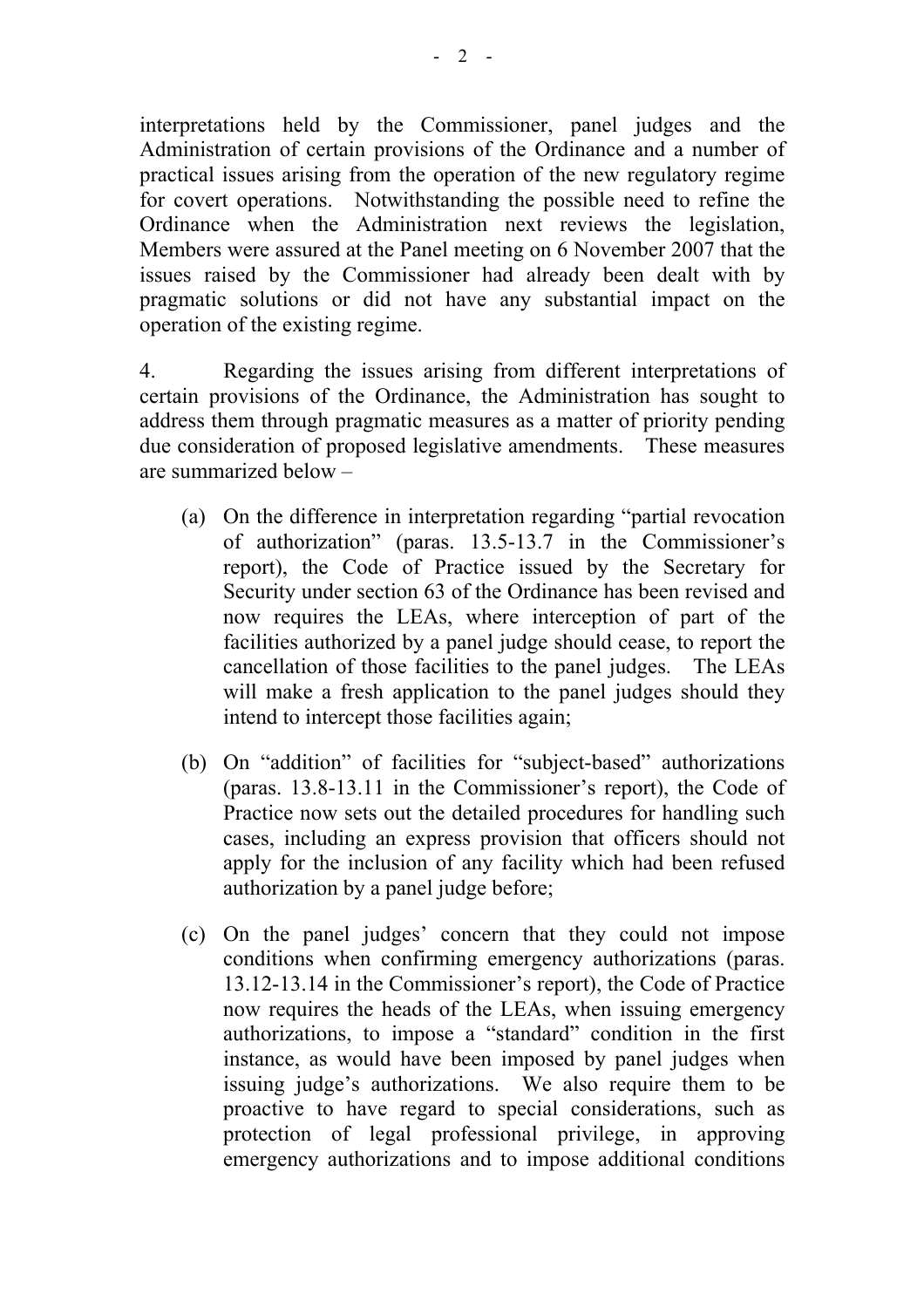interpretations held by the Commissioner, panel judges and the Administration of certain provisions of the Ordinance and a number of practical issues arising from the operation of the new regulatory regime for covert operations. Notwithstanding the possible need to refine the Ordinance when the Administration next reviews the legislation, Members were assured at the Panel meeting on 6 November 2007 that the issues raised by the Commissioner had already been dealt with by pragmatic solutions or did not have any substantial impact on the operation of the existing regime.

4. Regarding the issues arising from different interpretations of certain provisions of the Ordinance, the Administration has sought to address them through pragmatic measures as a matter of priority pending due consideration of proposed legislative amendments. These measures are summarized below –

(a) On the difference in interpretation regarding "partial revocation of authorization" (paras. 13.5-13.7 in the Commissioner's report), the Code of Practice issued by the Secretary for Security under section 63 of the Ordinance has been revised and now requires the LEAs, where interception of part of the facilities authorized by a panel judge should cease, to report the cancellation of those facilities to the panel judges. The LEAs will make a fresh application to the panel judges should they intend to intercept those facilities again;

(b) On "addition" of facilities for "subject-based" authorizations (paras. 13.8-13.11 in the Commissioner's report), the Code of Practice now sets out the detailed procedures for handling such cases, including an express provision that officers should not apply for the inclusion of any facility which had been refused authorization by a panel judge before;

(c) On the panel judges' concern that they could not impose conditions when confirming emergency authorizations (paras. 13.12-13.14 in the Commissioner's report), the Code of Practice now requires the heads of the LEAs, when issuing emergency authorizations, to impose a "standard" condition in the first instance, as would have been imposed by panel judges when issuing judge's authorizations. We also require them to be proactive to have regard to special considerations, such as protection of legal professional privilege, in approving emergency authorizations and to impose additional conditions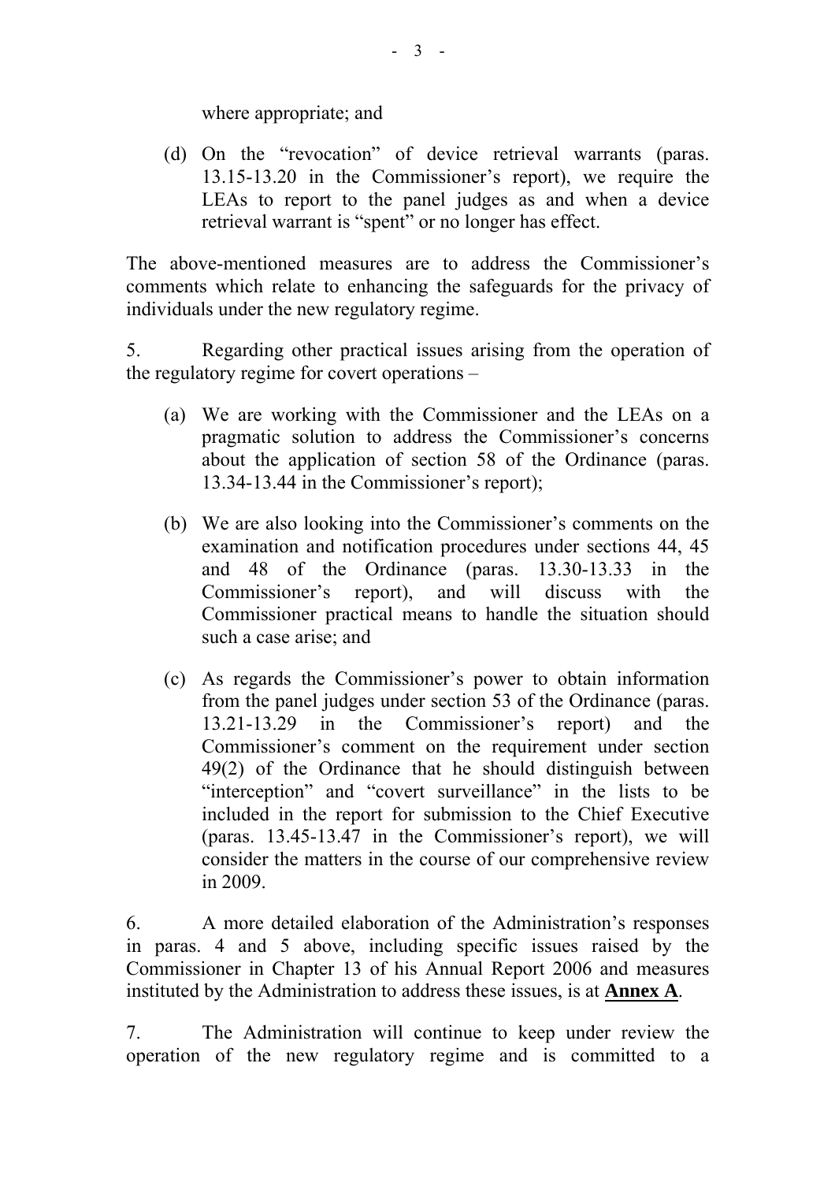where appropriate; and

(d) On the "revocation" of device retrieval warrants (paras. 13.15-13.20 in the Commissioner's report), we require the LEAs to report to the panel judges as and when a device retrieval warrant is "spent" or no longer has effect.

The above-mentioned measures are to address the Commissioner's comments which relate to enhancing the safeguards for the privacy of individuals under the new regulatory regime.

5. Regarding other practical issues arising from the operation of the regulatory regime for covert operations –

(a) We are working with the Commissioner and the LEAs on a pragmatic solution to address the Commissioner's concerns about the application of section 58 of the Ordinance (paras. 13.34-13.44 in the Commissioner's report);

(b) We are also looking into the Commissioner's comments on the examination and notification procedures under sections 44, 45 and 48 of the Ordinance (paras. 13.30-13.33 in the Commissioner's report), and will discuss with the Commissioner practical means to handle the situation should such a case arise; and

(c) As regards the Commissioner's power to obtain information from the panel judges under section 53 of the Ordinance (paras. 13.21-13.29 in the Commissioner's report) and the Commissioner's comment on the requirement under section 49(2) of the Ordinance that he should distinguish between "interception" and "covert surveillance" in the lists to be included in the report for submission to the Chief Executive (paras. 13.45-13.47 in the Commissioner's report), we will consider the matters in the course of our comprehensive review in 2009.

6. A more detailed elaboration of the Administration's responses in paras. 4 and 5 above, including specific issues raised by the Commissioner in Chapter 13 of his Annual Report 2006 and measures instituted by the Administration to address these issues, is at **Annex A**.

7. The Administration will continue to keep under review the operation of the new regulatory regime and is committed to a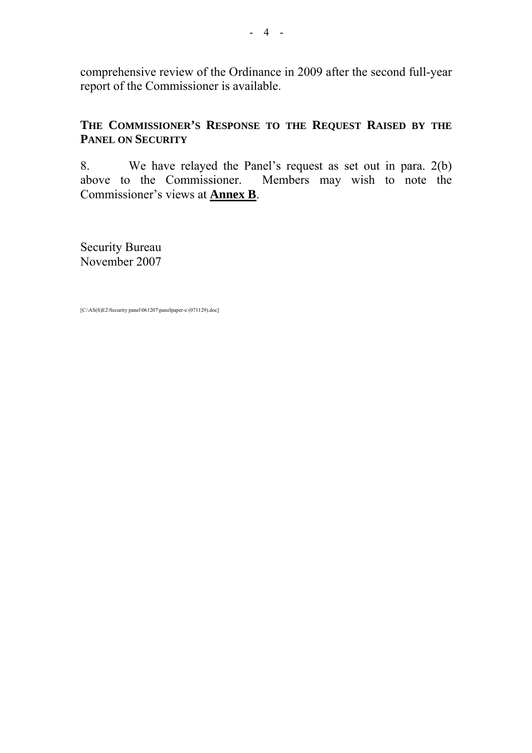comprehensive review of the Ordinance in 2009 after the second full-year report of the Commissioner is available.

## THE COMMISSIONER'S RESPONSE TO THE REQUEST RAISED BY THE PANEL ON SECURITY

8. We have relayed the Panel's request as set out in para. 2(b) above to the Commissioner. Members may wish to note the Commissioner's views at **Annex B**.

Security Bureau
November 2007

[C:\AS(S)E2\Security panel\061207\panelpaper-e (071129).doc]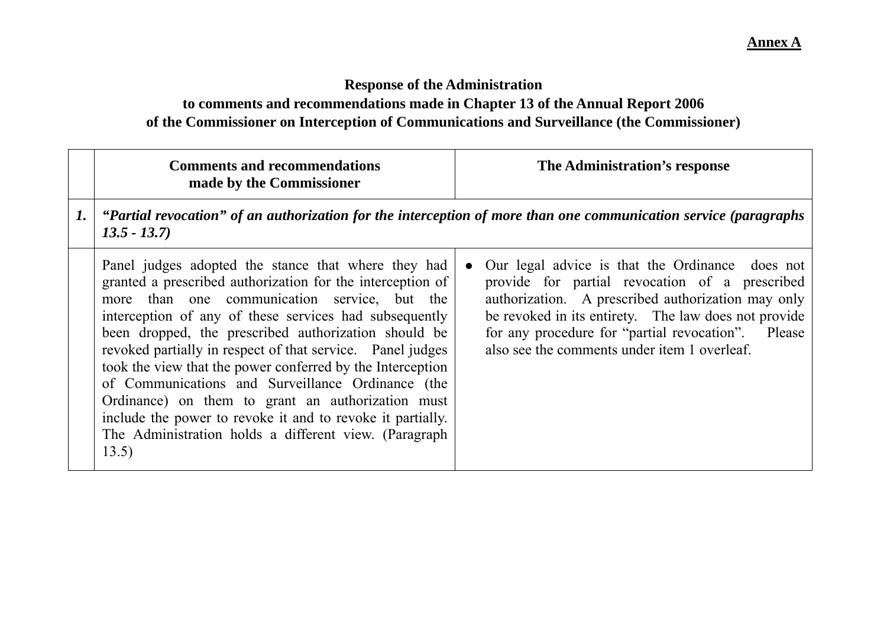**Annex A**

**Response of the Administration**
**to comments and recommendations made in Chapter 13 of the Annual Report 2006**
**of the Commissioner on Interception of Communications and Surveillance (the Commissioner)**

| | Comments and recommendations made by the Commissioner | The Administration's response |
|---|---|---|
| ***1.*** | ***"Partial revocation" of an authorization for the interception of more than one communication service (paragraphs 13.5 - 13.7)*** | |
| | Panel judges adopted the stance that where they had granted a prescribed authorization for the interception of more than one communication service, but the interception of any of these services had subsequently been dropped, the prescribed authorization should be revoked partially in respect of that service. Panel judges took the view that the power conferred by the Interception of Communications and Surveillance Ordinance (the Ordinance) on them to grant an authorization must include the power to revoke it and to revoke it partially. The Administration holds a different view. (Paragraph 13.5) | ● Our legal advice is that the Ordinance does not provide for partial revocation of a prescribed authorization. A prescribed authorization may only be revoked in its entirety. The law does not provide for any procedure for "partial revocation". Please also see the comments under item 1 overleaf. |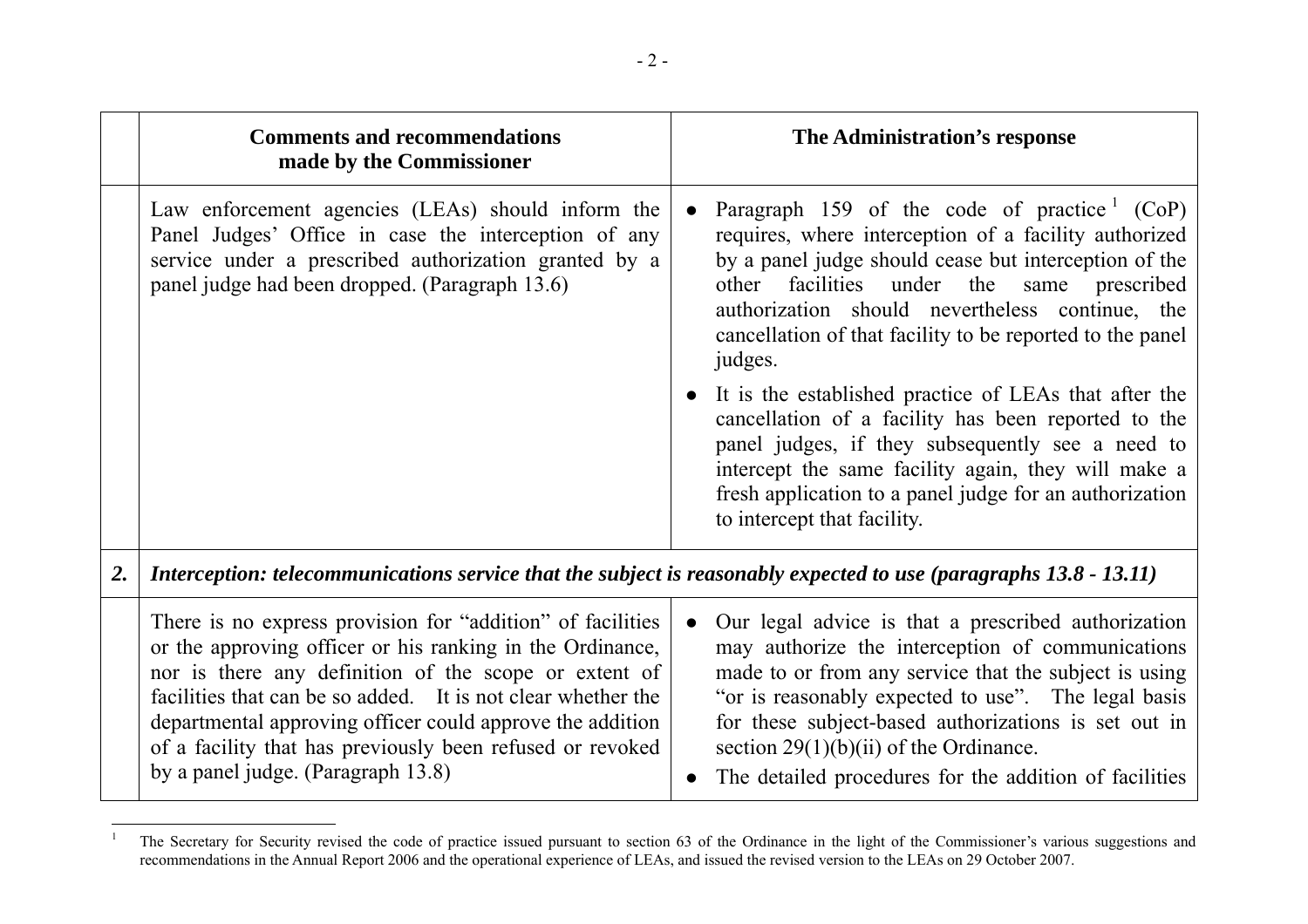| | Comments and recommendations made by the Commissioner | The Administration's response |
|---|---|---|
| | Law enforcement agencies (LEAs) should inform the Panel Judges' Office in case the interception of any service under a prescribed authorization granted by a panel judge had been dropped. (Paragraph 13.6) | • Paragraph 159 of the code of practice[1] (CoP) requires, where interception of a facility authorized by a panel judge should cease but interception of the other facilities under the same prescribed authorization should nevertheless continue, the cancellation of that facility to be reported to the panel judges.<br>• It is the established practice of LEAs that after the cancellation of a facility has been reported to the panel judges, if they subsequently see a need to intercept the same facility again, they will make a fresh application to a panel judge for an authorization to intercept that facility. |
| ***2.*** | ***Interception: telecommunications service that the subject is reasonably expected to use (paragraphs 13.8 - 13.11)*** | |
| | There is no express provision for "addition" of facilities or the approving officer or his ranking in the Ordinance, nor is there any definition of the scope or extent of facilities that can be so added. It is not clear whether the departmental approving officer could approve the addition of a facility that has previously been refused or revoked by a panel judge. (Paragraph 13.8) | • Our legal advice is that a prescribed authorization may authorize the interception of communications made to or from any service that the subject is using "or is reasonably expected to use". The legal basis for these subject-based authorizations is set out in section 29(1)(b)(ii) of the Ordinance.<br>• The detailed procedures for the addition of facilities |

[1] The Secretary for Security revised the code of practice issued pursuant to section 63 of the Ordinance in the light of the Commissioner's various suggestions and recommendations in the Annual Report 2006 and the operational experience of LEAs, and issued the revised version to the LEAs on 29 October 2007.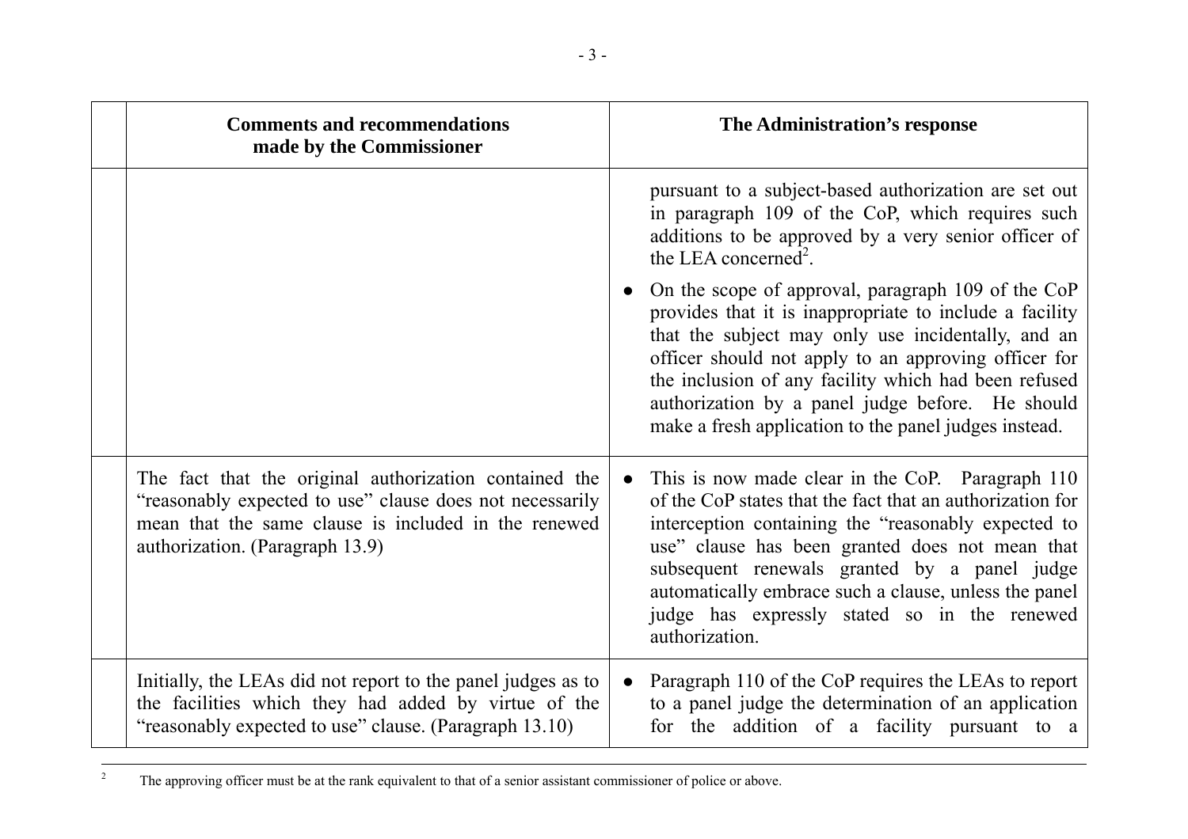| | Comments and recommendations made by the Commissioner | The Administration's response |
|---|---|---|
| | | pursuant to a subject-based authorization are set out in paragraph 109 of the CoP, which requires such additions to be approved by a very senior officer of the LEA concerned[2].<br>● On the scope of approval, paragraph 109 of the CoP provides that it is inappropriate to include a facility that the subject may only use incidentally, and an officer should not apply to an approving officer for the inclusion of any facility which had been refused authorization by a panel judge before. He should make a fresh application to the panel judges instead. |
| | The fact that the original authorization contained the "reasonably expected to use" clause does not necessarily mean that the same clause is included in the renewed authorization. (Paragraph 13.9) | ● This is now made clear in the CoP. Paragraph 110 of the CoP states that the fact that an authorization for interception containing the "reasonably expected to use" clause has been granted does not mean that subsequent renewals granted by a panel judge automatically embrace such a clause, unless the panel judge has expressly stated so in the renewed authorization. |
| | Initially, the LEAs did not report to the panel judges as to the facilities which they had added by virtue of the "reasonably expected to use" clause. (Paragraph 13.10) | ● Paragraph 110 of the CoP requires the LEAs to report to a panel judge the determination of an application for the addition of a facility pursuant to a |

[2] The approving officer must be at the rank equivalent to that of a senior assistant commissioner of police or above.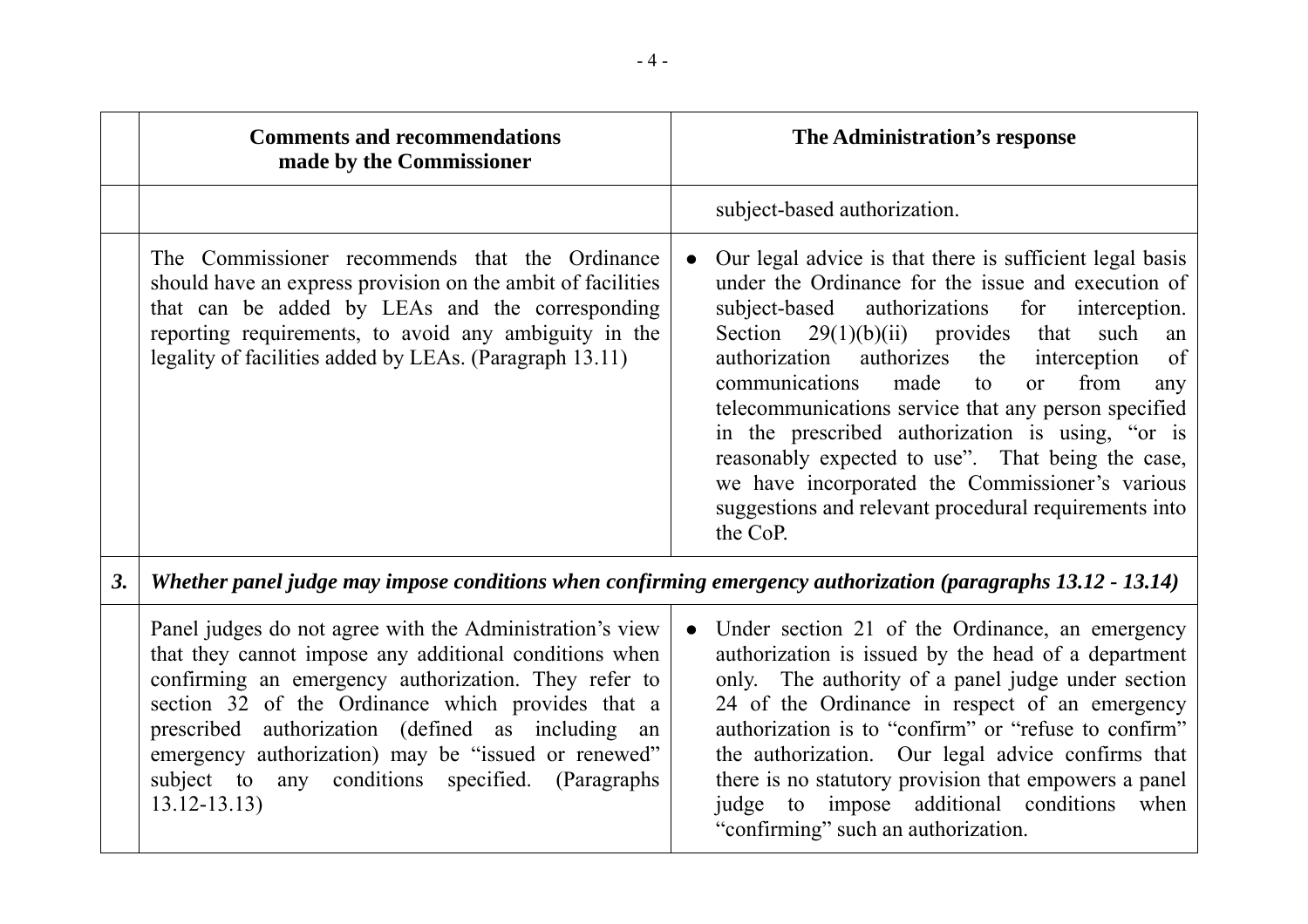| | Comments and recommendations made by the Commissioner | The Administration's response |
|---|---|---|
| | | subject-based authorization. |
| | The Commissioner recommends that the Ordinance should have an express provision on the ambit of facilities that can be added by LEAs and the corresponding reporting requirements, to avoid any ambiguity in the legality of facilities added by LEAs. (Paragraph 13.11) | ● Our legal advice is that there is sufficient legal basis under the Ordinance for the issue and execution of subject-based authorizations for interception. Section 29(1)(b)(ii) provides that such an authorization authorizes the interception of communications made to or from any telecommunications service that any person specified in the prescribed authorization is using, "or is reasonably expected to use". That being the case, we have incorporated the Commissioner's various suggestions and relevant procedural requirements into the CoP. |
| ***3.*** | ***Whether panel judge may impose conditions when confirming emergency authorization (paragraphs 13.12 - 13.14)*** | |
| | Panel judges do not agree with the Administration's view that they cannot impose any additional conditions when confirming an emergency authorization. They refer to section 32 of the Ordinance which provides that a prescribed authorization (defined as including an emergency authorization) may be "issued or renewed" subject to any conditions specified. (Paragraphs 13.12-13.13) | ● Under section 21 of the Ordinance, an emergency authorization is issued by the head of a department only. The authority of a panel judge under section 24 of the Ordinance in respect of an emergency authorization is to "confirm" or "refuse to confirm" the authorization. Our legal advice confirms that there is no statutory provision that empowers a panel judge to impose additional conditions when "confirming" such an authorization. |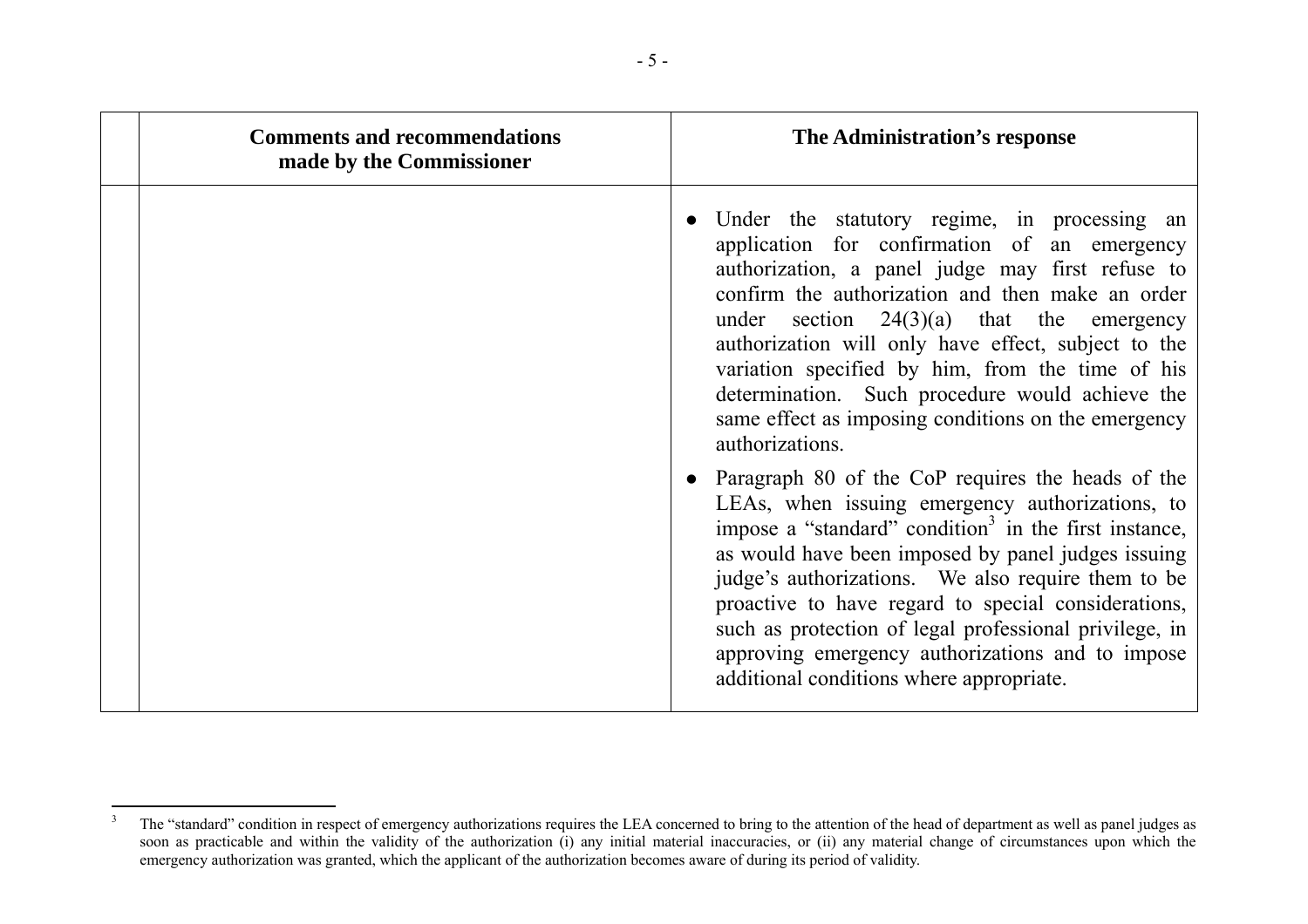|  | Comments and recommendations made by the Commissioner | The Administration's response |
|---|---|---|
|  |  | • Under the statutory regime, in processing an application for confirmation of an emergency authorization, a panel judge may first refuse to confirm the authorization and then make an order under section 24(3)(a) that the emergency authorization will only have effect, subject to the variation specified by him, from the time of his determination. Such procedure would achieve the same effect as imposing conditions on the emergency authorizations.<br><br>• Paragraph 80 of the CoP requires the heads of the LEAs, when issuing emergency authorizations, to impose a "standard" condition[3] in the first instance, as would have been imposed by panel judges issuing judge's authorizations. We also require them to be proactive to have regard to special considerations, such as protection of legal professional privilege, in approving emergency authorizations and to impose additional conditions where appropriate. |

[3] The "standard" condition in respect of emergency authorizations requires the LEA concerned to bring to the attention of the head of department as well as panel judges as soon as practicable and within the validity of the authorization (i) any initial material inaccuracies, or (ii) any material change of circumstances upon which the emergency authorization was granted, which the applicant of the authorization becomes aware of during its period of validity.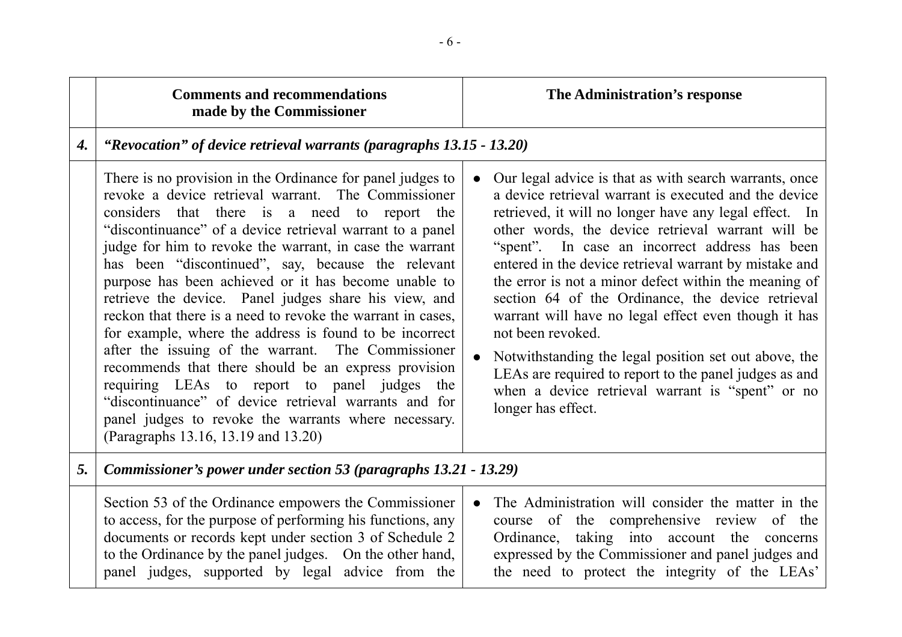| | Comments and recommendations made by the Commissioner | The Administration's response |
|---|---|---|
| ***4.*** | ***"Revocation" of device retrieval warrants (paragraphs 13.15 - 13.20)*** | |
| | There is no provision in the Ordinance for panel judges to revoke a device retrieval warrant. The Commissioner considers that there is a need to report the "discontinuance" of a device retrieval warrant to a panel judge for him to revoke the warrant, in case the warrant has been "discontinued", say, because the relevant purpose has been achieved or it has become unable to retrieve the device. Panel judges share his view, and reckon that there is a need to revoke the warrant in cases, for example, where the address is found to be incorrect after the issuing of the warrant. The Commissioner recommends that there should be an express provision requiring LEAs to report to panel judges the "discontinuance" of device retrieval warrants and for panel judges to revoke the warrants where necessary. (Paragraphs 13.16, 13.19 and 13.20) | ● Our legal advice is that as with search warrants, once a device retrieval warrant is executed and the device retrieved, it will no longer have any legal effect. In other words, the device retrieval warrant will be "spent". In case an incorrect address has been entered in the device retrieval warrant by mistake and the error is not a minor defect within the meaning of section 64 of the Ordinance, the device retrieval warrant will have no legal effect even though it has not been revoked.<br>● Notwithstanding the legal position set out above, the LEAs are required to report to the panel judges as and when a device retrieval warrant is "spent" or no longer has effect. |
| ***5.*** | ***Commissioner's power under section 53 (paragraphs 13.21 - 13.29)*** | |
| | Section 53 of the Ordinance empowers the Commissioner to access, for the purpose of performing his functions, any documents or records kept under section 3 of Schedule 2 to the Ordinance by the panel judges. On the other hand, panel judges, supported by legal advice from the | ● The Administration will consider the matter in the course of the comprehensive review of the Ordinance, taking into account the concerns expressed by the Commissioner and panel judges and the need to protect the integrity of the LEAs' |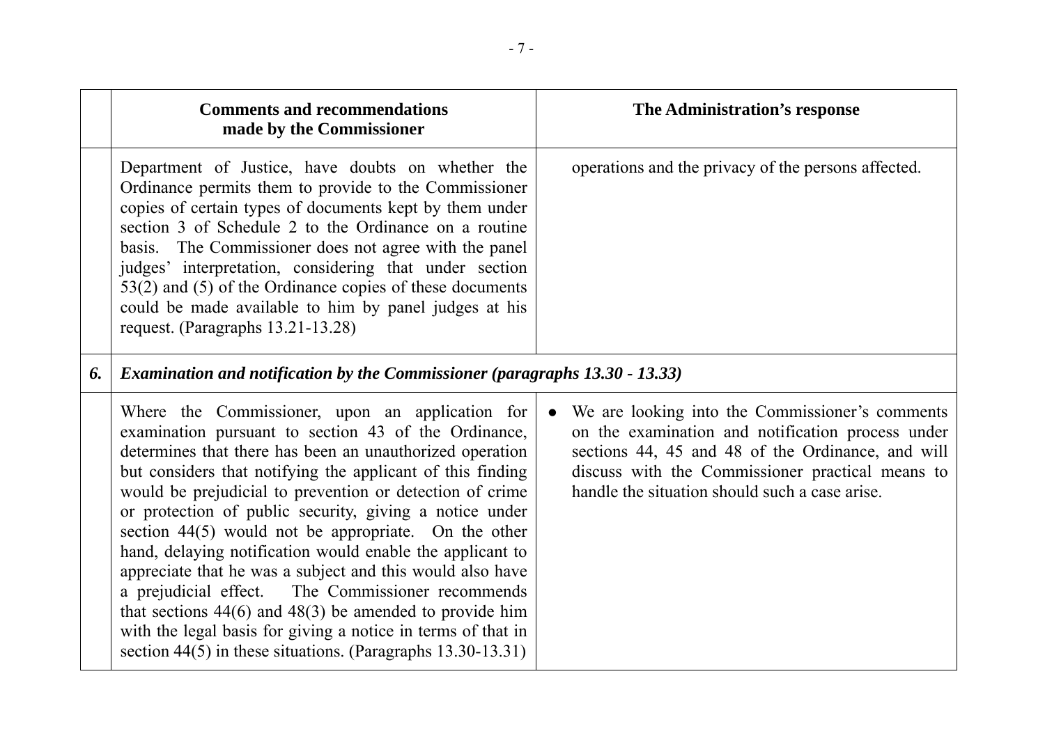| | Comments and recommendations made by the Commissioner | The Administration's response |
|---|---|---|
| | Department of Justice, have doubts on whether the Ordinance permits them to provide to the Commissioner copies of certain types of documents kept by them under section 3 of Schedule 2 to the Ordinance on a routine basis. The Commissioner does not agree with the panel judges' interpretation, considering that under section 53(2) and (5) of the Ordinance copies of these documents could be made available to him by panel judges at his request. (Paragraphs 13.21-13.28) | operations and the privacy of the persons affected. |
| ***6.*** | ***Examination and notification by the Commissioner (paragraphs 13.30 - 13.33)*** | |
| | Where the Commissioner, upon an application for examination pursuant to section 43 of the Ordinance, determines that there has been an unauthorized operation but considers that notifying the applicant of this finding would be prejudicial to prevention or detection of crime or protection of public security, giving a notice under section 44(5) would not be appropriate. On the other hand, delaying notification would enable the applicant to appreciate that he was a subject and this would also have a prejudicial effect. The Commissioner recommends that sections 44(6) and 48(3) be amended to provide him with the legal basis for giving a notice in terms of that in section 44(5) in these situations. (Paragraphs 13.30-13.31) | • We are looking into the Commissioner's comments on the examination and notification process under sections 44, 45 and 48 of the Ordinance, and will discuss with the Commissioner practical means to handle the situation should such a case arise. |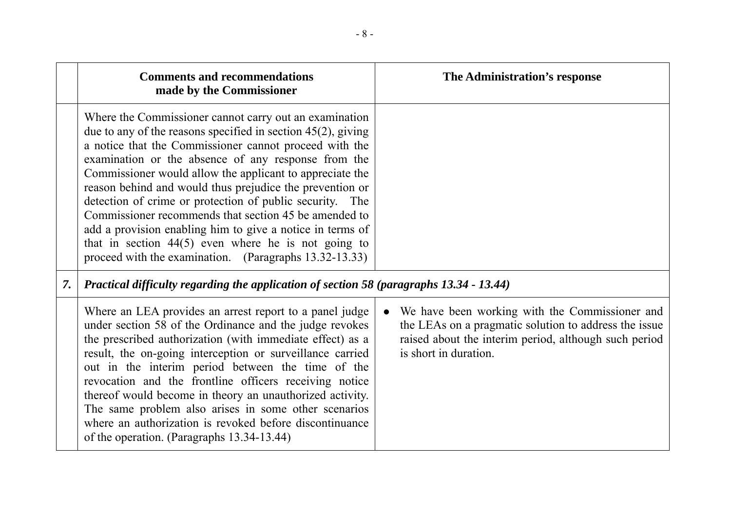|  | Comments and recommendations made by the Commissioner | The Administration's response |
|---|---|---|
|  | Where the Commissioner cannot carry out an examination due to any of the reasons specified in section 45(2), giving a notice that the Commissioner cannot proceed with the examination or the absence of any response from the Commissioner would allow the applicant to appreciate the reason behind and would thus prejudice the prevention or detection of crime or protection of public security. The Commissioner recommends that section 45 be amended to add a provision enabling him to give a notice in terms of that in section 44(5) even where he is not going to proceed with the examination. (Paragraphs 13.32-13.33) |  |
| ***7.*** | ***Practical difficulty regarding the application of section 58 (paragraphs 13.34 - 13.44)*** |  |
|  | Where an LEA provides an arrest report to a panel judge under section 58 of the Ordinance and the judge revokes the prescribed authorization (with immediate effect) as a result, the on-going interception or surveillance carried out in the interim period between the time of the revocation and the frontline officers receiving notice thereof would become in theory an unauthorized activity. The same problem also arises in some other scenarios where an authorization is revoked before discontinuance of the operation. (Paragraphs 13.34-13.44) | • We have been working with the Commissioner and the LEAs on a pragmatic solution to address the issue raised about the interim period, although such period is short in duration. |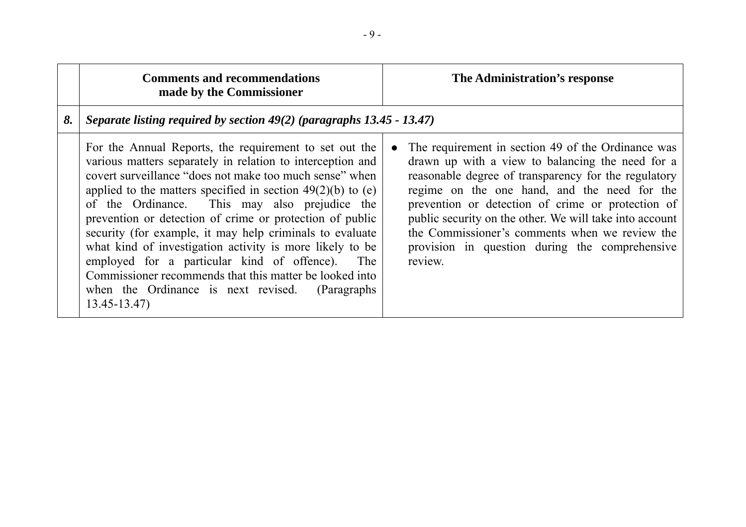| | Comments and recommendations made by the Commissioner | The Administration's response |
|---|---|---|
| ***8.*** | ***Separate listing required by section 49(2) (paragraphs 13.45 - 13.47)*** | |
| | For the Annual Reports, the requirement to set out the various matters separately in relation to interception and covert surveillance "does not make too much sense" when applied to the matters specified in section 49(2)(b) to (e) of the Ordinance. This may also prejudice the prevention or detection of crime or protection of public security (for example, it may help criminals to evaluate what kind of investigation activity is more likely to be employed for a particular kind of offence). The Commissioner recommends that this matter be looked into when the Ordinance is next revised. (Paragraphs 13.45-13.47) | ● The requirement in section 49 of the Ordinance was drawn up with a view to balancing the need for a reasonable degree of transparency for the regulatory regime on the one hand, and the need for the prevention or detection of crime or protection of public security on the other. We will take into account the Commissioner's comments when we review the provision in question during the comprehensive review. |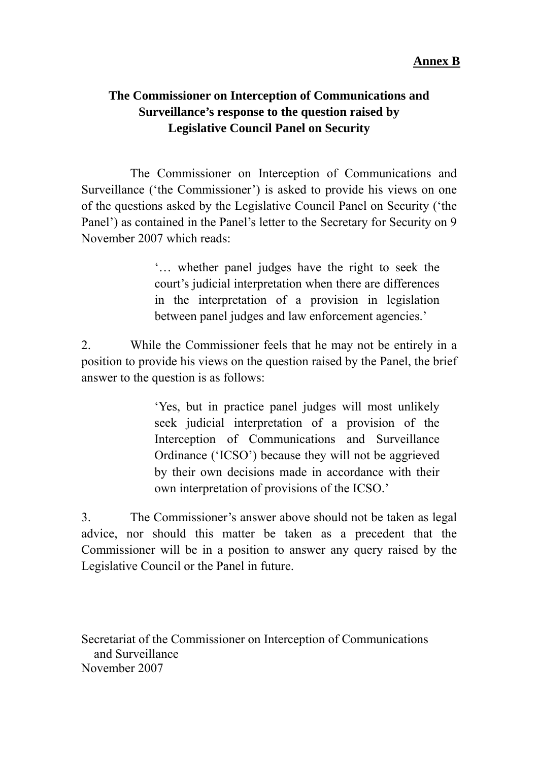**Annex B**

# The Commissioner on Interception of Communications and Surveillance's response to the question raised by Legislative Council Panel on Security

The Commissioner on Interception of Communications and Surveillance ('the Commissioner') is asked to provide his views on one of the questions asked by the Legislative Council Panel on Security ('the Panel') as contained in the Panel's letter to the Secretary for Security on 9 November 2007 which reads:

> '… whether panel judges have the right to seek the court's judicial interpretation when there are differences in the interpretation of a provision in legislation between panel judges and law enforcement agencies.'

2. While the Commissioner feels that he may not be entirely in a position to provide his views on the question raised by the Panel, the brief answer to the question is as follows:

> 'Yes, but in practice panel judges will most unlikely seek judicial interpretation of a provision of the Interception of Communications and Surveillance Ordinance ('ICSO') because they will not be aggrieved by their own decisions made in accordance with their own interpretation of provisions of the ICSO.'

3. The Commissioner's answer above should not be taken as legal advice, nor should this matter be taken as a precedent that the Commissioner will be in a position to answer any query raised by the Legislative Council or the Panel in future.

Secretariat of the Commissioner on Interception of Communications and Surveillance
November 2007